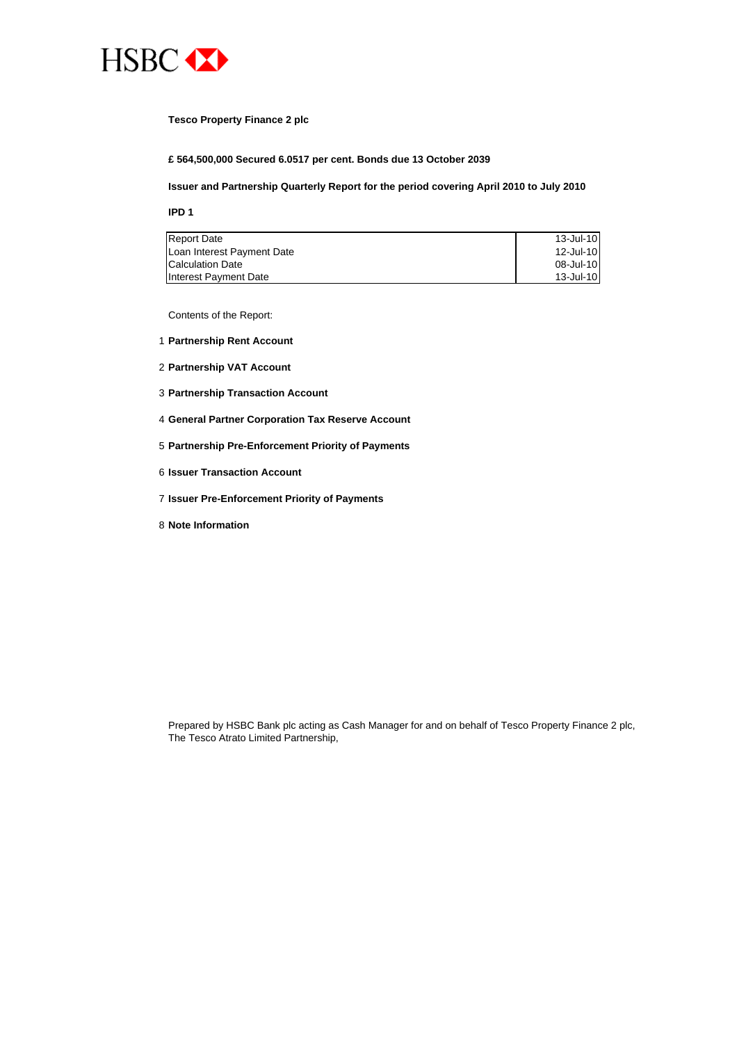HSBC

**Tesco Property Finance 2 plc**

**£ 564,500,000 Secured 6.0517 per cent. Bonds due 13 October 2039**

**Issuer and Partnership Quarterly Report for the period covering April 2010 to July 2010**

**IPD 1**

| | |
|---|---|
| Report Date | 13-Jul-10 |
| Loan Interest Payment Date | 12-Jul-10 |
| Calculation Date | 08-Jul-10 |
| Interest Payment Date | 13-Jul-10 |

Contents of the Report:

1 **Partnership Rent Account**

2 **Partnership VAT Account**

3 **Partnership Transaction Account**

4 **General Partner Corporation Tax Reserve Account**

5 **Partnership Pre-Enforcement Priority of Payments**

6 **Issuer Transaction Account**

7 **Issuer Pre-Enforcement Priority of Payments**

8 **Note Information**

Prepared by HSBC Bank plc acting as Cash Manager for and on behalf of Tesco Property Finance 2 plc, The Tesco Atrato Limited Partnership,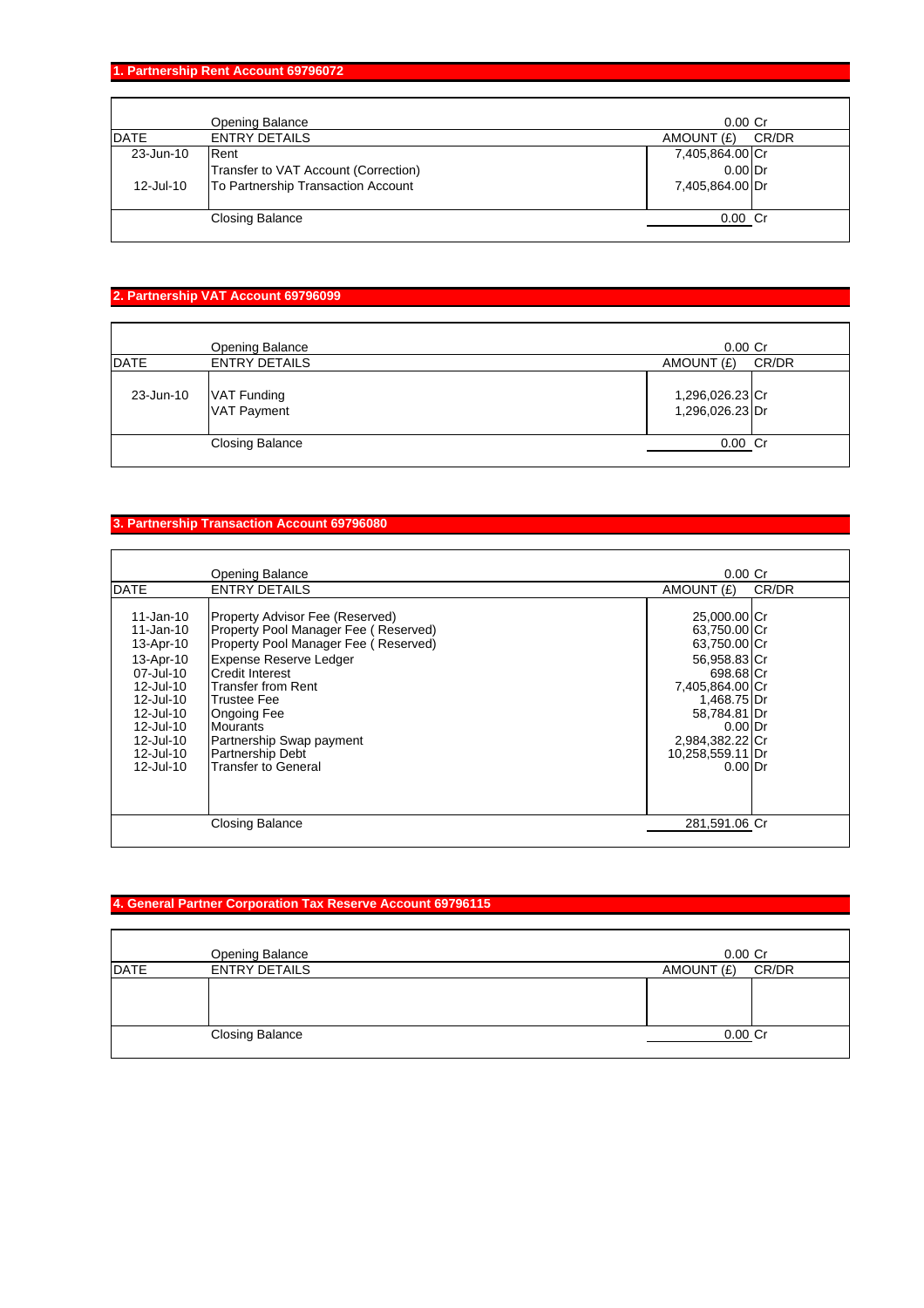## 1. Partnership Rent Account 69796072

| DATE | ENTRY DETAILS | AMOUNT (£) | CR/DR |
|---|---|---|---|
| | Opening Balance | 0.00 | Cr |
| 23-Jun-10 | Rent | 7,405,864.00 | Cr |
| | Transfer to VAT Account (Correction) | 0.00 | Dr |
| 12-Jul-10 | To Partnership Transaction Account | 7,405,864.00 | Dr |
| | Closing Balance | 0.00 | Cr |

## 2. Partnership VAT Account 69796099

| DATE | ENTRY DETAILS | AMOUNT (£) | CR/DR |
|---|---|---|---|
| | Opening Balance | 0.00 | Cr |
| 23-Jun-10 | VAT Funding | 1,296,026.23 | Cr |
| | VAT Payment | 1,296,026.23 | Dr |
| | Closing Balance | 0.00 | Cr |

## 3. Partnership Transaction Account 69796080

| DATE | ENTRY DETAILS | AMOUNT (£) | CR/DR |
|---|---|---|---|
| | Opening Balance | 0.00 | Cr |
| 11-Jan-10 | Property Advisor Fee (Reserved) | 25,000.00 | Cr |
| 11-Jan-10 | Property Pool Manager Fee ( Reserved) | 63,750.00 | Cr |
| 13-Apr-10 | Property Pool Manager Fee ( Reserved) | 63,750.00 | Cr |
| 13-Apr-10 | Expense Reserve Ledger | 56,958.83 | Cr |
| 07-Jul-10 | Credit Interest | 698.68 | Cr |
| 12-Jul-10 | Transfer from Rent | 7,405,864.00 | Cr |
| 12-Jul-10 | Trustee Fee | 1,468.75 | Dr |
| 12-Jul-10 | Ongoing Fee | 58,784.81 | Dr |
| 12-Jul-10 | Mourants | 0.00 | Dr |
| 12-Jul-10 | Partnership Swap payment | 2,984,382.22 | Cr |
| 12-Jul-10 | Partnership Debt | 10,258,559.11 | Dr |
| 12-Jul-10 | Transfer to General | 0.00 | Dr |
| | Closing Balance | 281,591.06 | Cr |

## 4. General Partner Corporation Tax Reserve Account 69796115

| DATE | ENTRY DETAILS | AMOUNT (£) | CR/DR |
|---|---|---|---|
| | Opening Balance | 0.00 | Cr |
| | | | |
| | Closing Balance | 0.00 | Cr |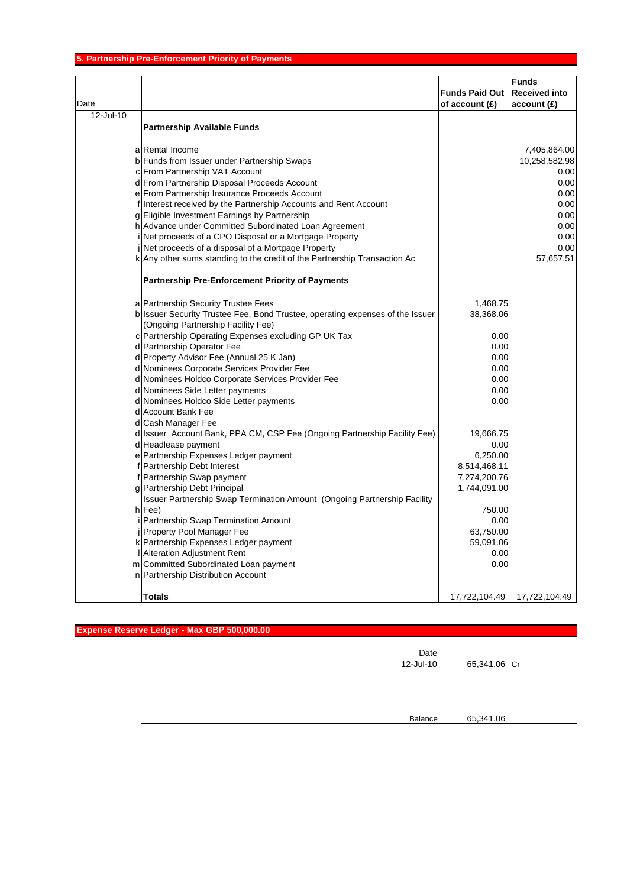## 5. Partnership Pre-Enforcement Priority of Payments

| Date | | | Funds Paid Out of account (£) | Funds Received into account (£) |
|---|---|---|---|---|
| 12-Jul-10 | | **Partnership Available Funds** | | |
| | a | Rental Income | | 7,405,864.00 |
| | b | Funds from Issuer under Partnership Swaps | | 10,258,582.98 |
| | c | From Partnership VAT Account | | 0.00 |
| | d | From Partnership Disposal Proceeds Account | | 0.00 |
| | e | From Partnership Insurance Proceeds Account | | 0.00 |
| | f | Interest received by the Partnership Accounts and Rent Account | | 0.00 |
| | g | Eligible Investment Earnings by Partnership | | 0.00 |
| | h | Advance under Committed Subordinated Loan Agreement | | 0.00 |
| | i | Net proceeds of a CPO Disposal or a Mortgage Property | | 0.00 |
| | j | Net proceeds of a disposal of a Mortgage Property | | 0.00 |
| | k | Any other sums standing to the credit of the Partnership Transaction Ac | | 57,657.51 |
| | | **Partnership Pre-Enforcement Priority of Payments** | | |
| | a | Partnership Security Trustee Fees | 1,468.75 | |
| | b | Issuer Security Trustee Fee, Bond Trustee, operating expenses of the Issuer (Ongoing Partnership Facility Fee) | 38,368.06 | |
| | c | Partnership Operating Expenses excluding GP UK Tax | 0.00 | |
| | d | Partnership Operator Fee | 0.00 | |
| | d | Property Advisor Fee (Annual 25 K Jan) | 0.00 | |
| | d | Nominees Corporate Services Provider Fee | 0.00 | |
| | d | Nominees Holdco Corporate Services Provider Fee | 0.00 | |
| | d | Nominees Side Letter payments | 0.00 | |
| | d | Nominees Holdco Side Letter payments | 0.00 | |
| | d | Account Bank Fee | | |
| | d | Cash Manager Fee | | |
| | d | Issuer Account Bank, PPA CM, CSP Fee (Ongoing Partnership Facility Fee) | 19,666.75 | |
| | d | Headlease payment | 0.00 | |
| | e | Partnership Expenses Ledger payment | 6,250.00 | |
| | f | Partnership Debt Interest | 8,514,468.11 | |
| | f | Partnership Swap payment | 7,274,200.76 | |
| | g | Partnership Debt Principal | 1,744,091.00 | |
| | h | Issuer Partnership Swap Termination Amount (Ongoing Partnership Facility Fee) | 750.00 | |
| | i | Partnership Swap Termination Amount | 0.00 | |
| | j | Property Pool Manager Fee | 63,750.00 | |
| | k | Partnership Expenses Ledger payment | 59,091.06 | |
| | l | Alteration Adjustment Rent | 0.00 | |
| | m | Committed Subordinated Loan payment | 0.00 | |
| | n | Partnership Distribution Account | | |
| | | **Totals** | 17,722,104.49 | 17,722,104.49 |

## Expense Reserve Ledger - Max GBP 500,000.00

| Date | | |
|---|---|---|
| 12-Jul-10 | 65,341.06 | Cr |
| Balance | 65,341.06 | |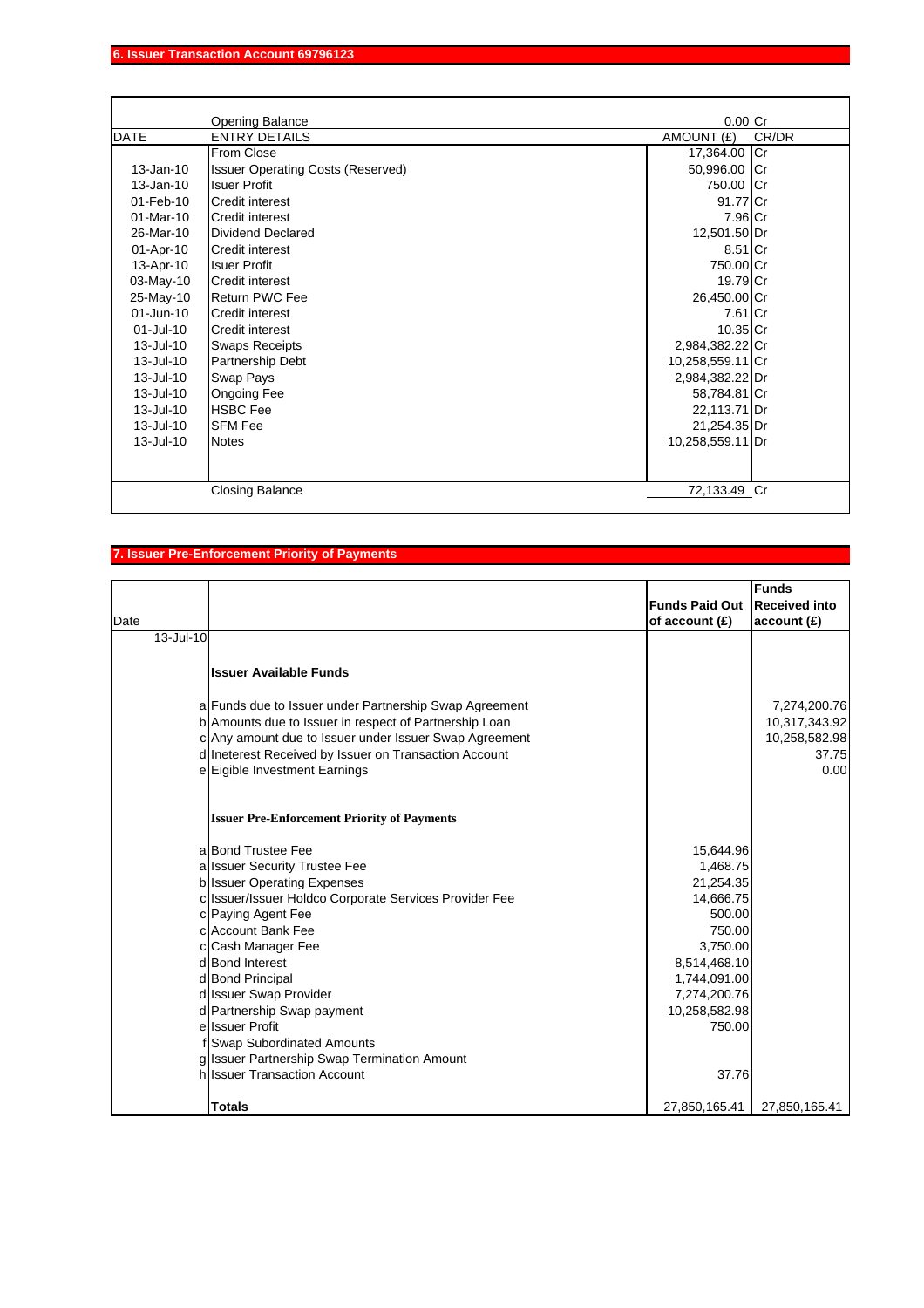## 6. Issuer Transaction Account 69796123

| DATE | ENTRY DETAILS | AMOUNT (£) | CR/DR |
|---|---|---|---|
| | Opening Balance | 0.00 | Cr |
| | From Close | 17,364.00 | Cr |
| 13-Jan-10 | Issuer Operating Costs (Reserved) | 50,996.00 | Cr |
| 13-Jan-10 | Isuer Profit | 750.00 | Cr |
| 01-Feb-10 | Credit interest | 91.77 | Cr |
| 01-Mar-10 | Credit interest | 7.96 | Cr |
| 26-Mar-10 | Dividend Declared | 12,501.50 | Dr |
| 01-Apr-10 | Credit interest | 8.51 | Cr |
| 13-Apr-10 | Isuer Profit | 750.00 | Cr |
| 03-May-10 | Credit interest | 19.79 | Cr |
| 25-May-10 | Return PWC Fee | 26,450.00 | Cr |
| 01-Jun-10 | Credit interest | 7.61 | Cr |
| 01-Jul-10 | Credit interest | 10.35 | Cr |
| 13-Jul-10 | Swaps Receipts | 2,984,382.22 | Cr |
| 13-Jul-10 | Partnership Debt | 10,258,559.11 | Cr |
| 13-Jul-10 | Swap Pays | 2,984,382.22 | Dr |
| 13-Jul-10 | Ongoing Fee | 58,784.81 | Cr |
| 13-Jul-10 | HSBC Fee | 22,113.71 | Dr |
| 13-Jul-10 | SFM Fee | 21,254.35 | Dr |
| 13-Jul-10 | Notes | 10,258,559.11 | Dr |
| | Closing Balance | 72,133.49 | Cr |

## 7. Issuer Pre-Enforcement Priority of Payments

| Date | | | Funds Paid Out of account (£) | Funds Received into account (£) |
|---|---|---|---|---|
| 13-Jul-10 | | | | |
| | | **Issuer Available Funds** | | |
| | a | Funds due to Issuer under Partnership Swap Agreement | | 7,274,200.76 |
| | b | Amounts due to Issuer in respect of Partnership Loan | | 10,317,343.92 |
| | c | Any amount due to Issuer under Issuer Swap Agreement | | 10,258,582.98 |
| | d | Ineterest Received by Issuer on Transaction Account | | 37.75 |
| | e | Eigible Investment Earnings | | 0.00 |
| | | **Issuer Pre-Enforcement Priority of Payments** | | |
| | a | Bond Trustee Fee | 15,644.96 | |
| | a | Issuer Security Trustee Fee | 1,468.75 | |
| | b | Issuer Operating Expenses | 21,254.35 | |
| | c | Issuer/Issuer Holdco Corporate Services Provider Fee | 14,666.75 | |
| | c | Paying Agent Fee | 500.00 | |
| | c | Account Bank Fee | 750.00 | |
| | c | Cash Manager Fee | 3,750.00 | |
| | d | Bond Interest | 8,514,468.10 | |
| | d | Bond Principal | 1,744,091.00 | |
| | d | Issuer Swap Provider | 7,274,200.76 | |
| | d | Partnership Swap payment | 10,258,582.98 | |
| | e | Issuer Profit | 750.00 | |
| | f | Swap Subordinated Amounts | | |
| | g | Issuer Partnership Swap Termination Amount | | |
| | h | Issuer Transaction Account | 37.76 | |
| | | **Totals** | 27,850,165.41 | 27,850,165.41 |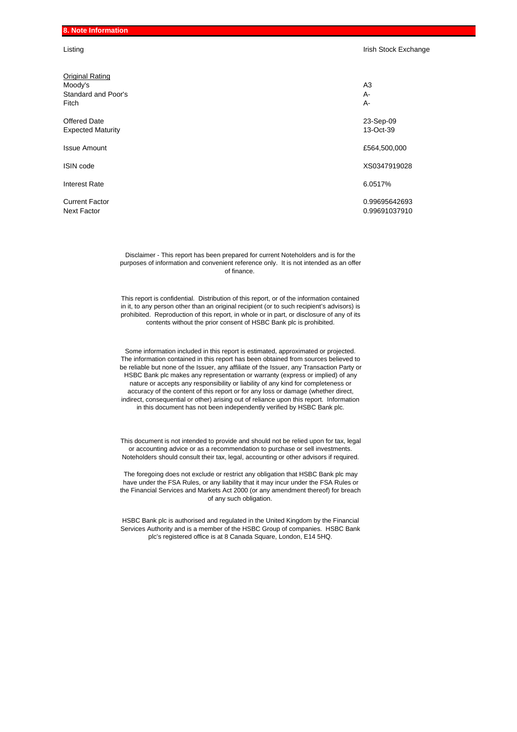## 8. Note Information

| | |
|---|---|
| Listing | Irish Stock Exchange |
| Original Rating | |
| Moody's | A3 |
| Standard and Poor's | A- |
| Fitch | A- |
| Offered Date | 23-Sep-09 |
| Expected Maturity | 13-Oct-39 |
| Issue Amount | £564,500,000 |
| ISIN code | XS0347919028 |
| Interest Rate | 6.0517% |
| Current Factor | 0.99695642693 |
| Next Factor | 0.99691037910 |

Disclaimer - This report has been prepared for current Noteholders and is for the purposes of information and convenient reference only. It is not intended as an offer of finance.

This report is confidential. Distribution of this report, or of the information contained in it, to any person other than an original recipient (or to such recipient's advisors) is prohibited. Reproduction of this report, in whole or in part, or disclosure of any of its contents without the prior consent of HSBC Bank plc is prohibited.

Some information included in this report is estimated, approximated or projected. The information contained in this report has been obtained from sources believed to be reliable but none of the Issuer, any affiliate of the Issuer, any Transaction Party or HSBC Bank plc makes any representation or warranty (express or implied) of any nature or accepts any responsibility or liability of any kind for completeness or accuracy of the content of this report or for any loss or damage (whether direct, indirect, consequential or other) arising out of reliance upon this report. Information in this document has not been independently verified by HSBC Bank plc.

This document is not intended to provide and should not be relied upon for tax, legal or accounting advice or as a recommendation to purchase or sell investments. Noteholders should consult their tax, legal, accounting or other advisors if required.

The foregoing does not exclude or restrict any obligation that HSBC Bank plc may have under the FSA Rules, or any liability that it may incur under the FSA Rules or the Financial Services and Markets Act 2000 (or any amendment thereof) for breach of any such obligation.

HSBC Bank plc is authorised and regulated in the United Kingdom by the Financial Services Authority and is a member of the HSBC Group of companies. HSBC Bank plc's registered office is at 8 Canada Square, London, E14 5HQ.